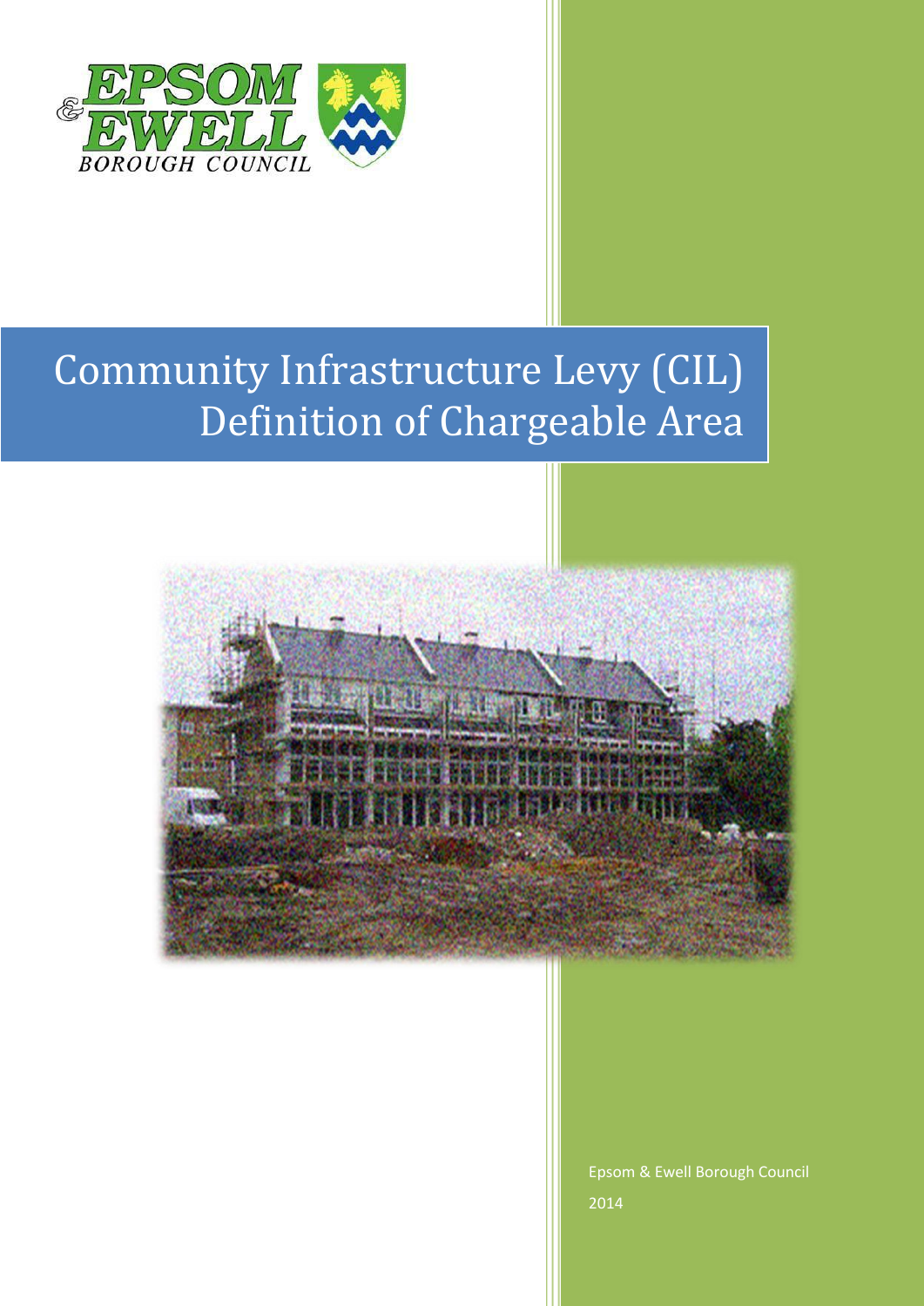# Community Infrastructure Levy (CIL) Definition of Chargeable Area

Epsom & Ewell Borough Council

2014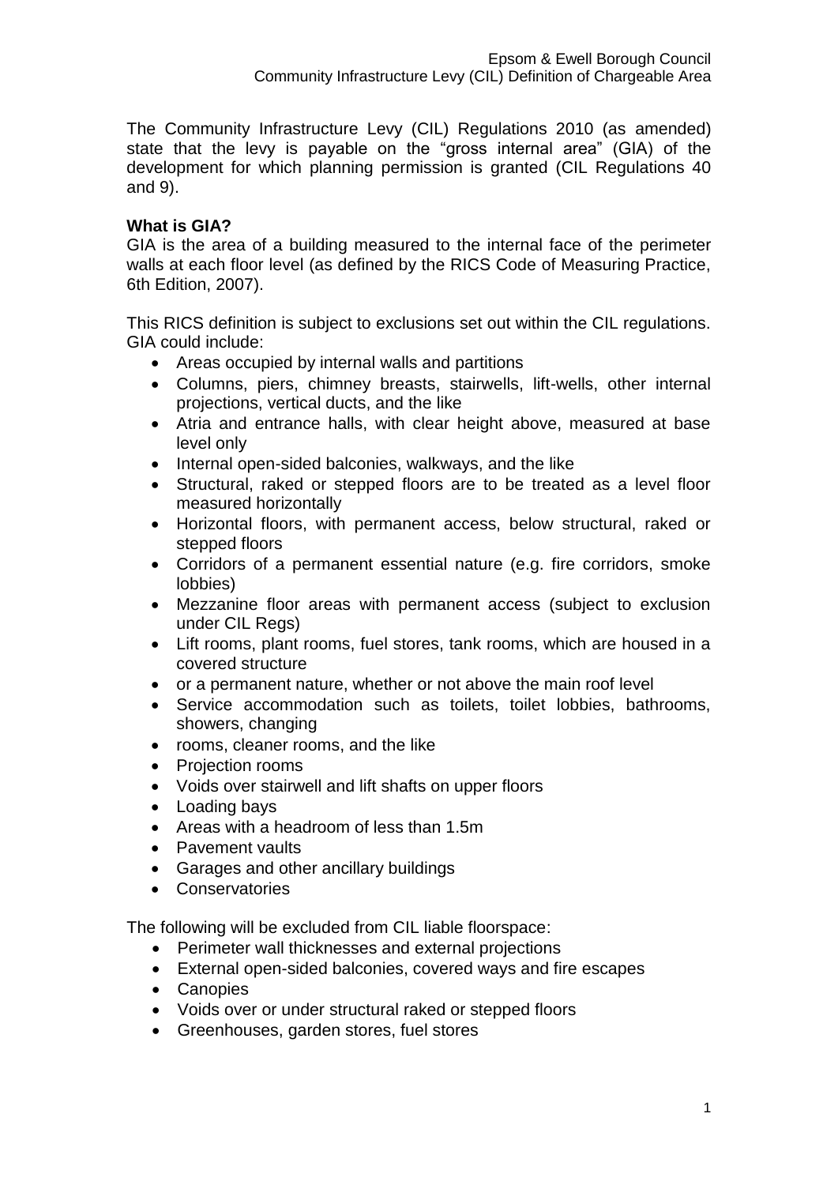The Community Infrastructure Levy (CIL) Regulations 2010 (as amended) state that the levy is payable on the "gross internal area" (GIA) of the development for which planning permission is granted (CIL Regulations 40 and 9).

**What is GIA?**

GIA is the area of a building measured to the internal face of the perimeter walls at each floor level (as defined by the RICS Code of Measuring Practice, 6th Edition, 2007).

This RICS definition is subject to exclusions set out within the CIL regulations. GIA could include:

- Areas occupied by internal walls and partitions
- Columns, piers, chimney breasts, stairwells, lift-wells, other internal projections, vertical ducts, and the like
- Atria and entrance halls, with clear height above, measured at base level only
- Internal open-sided balconies, walkways, and the like
- Structural, raked or stepped floors are to be treated as a level floor measured horizontally
- Horizontal floors, with permanent access, below structural, raked or stepped floors
- Corridors of a permanent essential nature (e.g. fire corridors, smoke lobbies)
- Mezzanine floor areas with permanent access (subject to exclusion under CIL Regs)
- Lift rooms, plant rooms, fuel stores, tank rooms, which are housed in a covered structure
- or a permanent nature, whether or not above the main roof level
- Service accommodation such as toilets, toilet lobbies, bathrooms, showers, changing
- rooms, cleaner rooms, and the like
- Projection rooms
- Voids over stairwell and lift shafts on upper floors
- Loading bays
- Areas with a headroom of less than 1.5m
- Pavement vaults
- Garages and other ancillary buildings
- Conservatories

The following will be excluded from CIL liable floorspace:

- Perimeter wall thicknesses and external projections
- External open-sided balconies, covered ways and fire escapes
- Canopies
- Voids over or under structural raked or stepped floors
- Greenhouses, garden stores, fuel stores